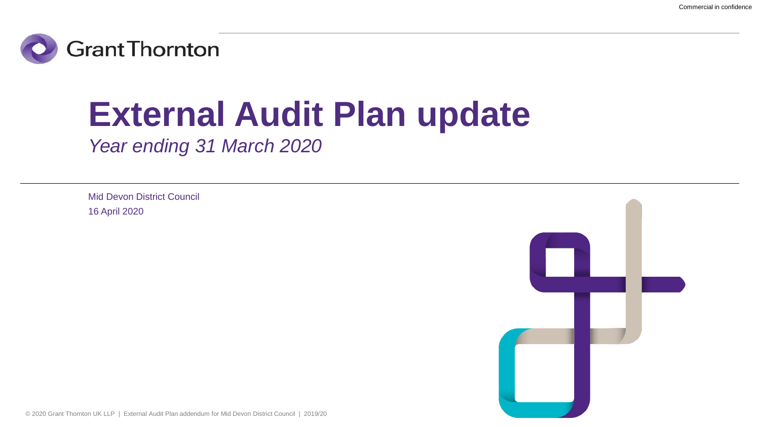Commercial in confidence

Grant Thornton

# External Audit Plan update

*Year ending 31 March 2020*

Mid Devon District Council

16 April 2020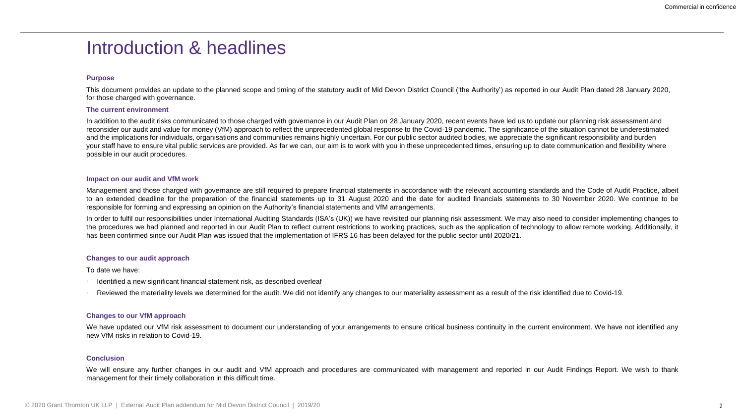# Introduction & headlines

### Purpose

This document provides an update to the planned scope and timing of the statutory audit of Mid Devon District Council ('the Authority') as reported in our Audit Plan dated 28 January 2020, for those charged with governance.

### The current environment

In addition to the audit risks communicated to those charged with governance in our Audit Plan on 28 January 2020, recent events have led us to update our planning risk assessment and reconsider our audit and value for money (VfM) approach to reflect the unprecedented global response to the Covid-19 pandemic. The significance of the situation cannot be underestimated and the implications for individuals, organisations and communities remains highly uncertain. For our public sector audited bodies, we appreciate the significant responsibility and burden your staff have to ensure vital public services are provided. As far we can, our aim is to work with you in these unprecedented times, ensuring up to date communication and flexibility where possible in our audit procedures.

### Impact on our audit and VfM work

Management and those charged with governance are still required to prepare financial statements in accordance with the relevant accounting standards and the Code of Audit Practice, albeit to an extended deadline for the preparation of the financial statements up to 31 August 2020 and the date for audited financials statements to 30 November 2020. We continue to be responsible for forming and expressing an opinion on the Authority's financial statements and VfM arrangements.

In order to fulfil our responsibilities under International Auditing Standards (ISA's (UK)) we have revisited our planning risk assessment. We may also need to consider implementing changes to the procedures we had planned and reported in our Audit Plan to reflect current restrictions to working practices, such as the application of technology to allow remote working. Additionally, it has been confirmed since our Audit Plan was issued that the implementation of IFRS 16 has been delayed for the public sector until 2020/21.

### Changes to our audit approach

To date we have:

- Identified a new significant financial statement risk, as described overleaf
- Reviewed the materiality levels we determined for the audit. We did not identify any changes to our materiality assessment as a result of the risk identified due to Covid-19.

### Changes to our VfM approach

We have updated our VfM risk assessment to document our understanding of your arrangements to ensure critical business continuity in the current environment. We have not identified any new VfM risks in relation to Covid-19.

### Conclusion

We will ensure any further changes in our audit and VfM approach and procedures are communicated with management and reported in our Audit Findings Report. We wish to thank management for their timely collaboration in this difficult time.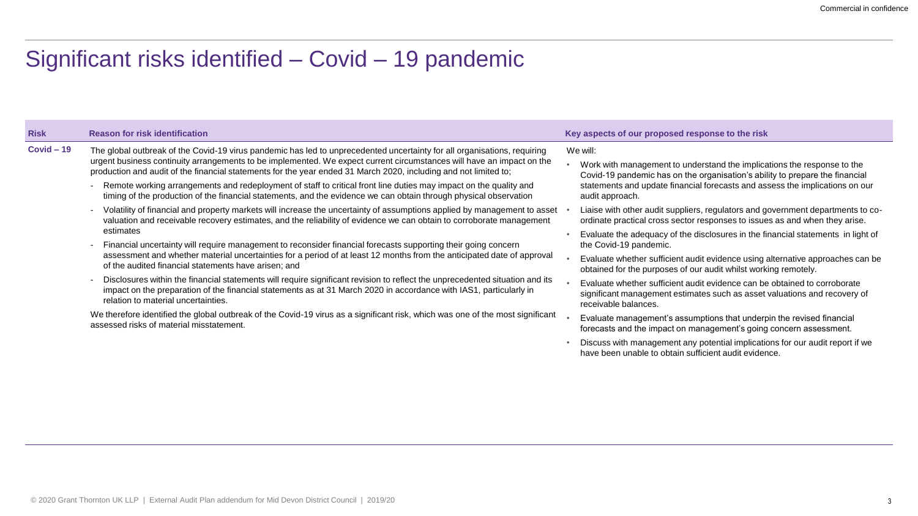# Significant risks identified – Covid – 19 pandemic

| Risk | Reason for risk identification | Key aspects of our proposed response to the risk |
|---|---|---|
| Covid – 19 | The global outbreak of the Covid-19 virus pandemic has led to unprecedented uncertainty for all organisations, requiring urgent business continuity arrangements to be implemented. We expect current circumstances will have an impact on the production and audit of the financial statements for the year ended 31 March 2020, including and not limited to;<br>- Remote working arrangements and redeployment of staff to critical front line duties may impact on the quality and timing of the production of the financial statements, and the evidence we can obtain through physical observation<br>- Volatility of financial and property markets will increase the uncertainty of assumptions applied by management to asset valuation and receivable recovery estimates, and the reliability of evidence we can obtain to corroborate management estimates<br>- Financial uncertainty will require management to reconsider financial forecasts supporting their going concern assessment and whether material uncertainties for a period of at least 12 months from the anticipated date of approval of the audited financial statements have arisen; and<br>- Disclosures within the financial statements will require significant revision to reflect the unprecedented situation and its impact on the preparation of the financial statements as at 31 March 2020 in accordance with IAS1, particularly in relation to material uncertainties.<br><br>We therefore identified the global outbreak of the Covid-19 virus as a significant risk, which was one of the most significant assessed risks of material misstatement. | We will:<br>• Work with management to understand the implications the response to the Covid-19 pandemic has on the organisation's ability to prepare the financial statements and update financial forecasts and assess the implications on our audit approach.<br>• Liaise with other audit suppliers, regulators and government departments to co-ordinate practical cross sector responses to issues as and when they arise.<br>• Evaluate the adequacy of the disclosures in the financial statements in light of the Covid-19 pandemic.<br>• Evaluate whether sufficient audit evidence using alternative approaches can be obtained for the purposes of our audit whilst working remotely.<br>• Evaluate whether sufficient audit evidence can be obtained to corroborate significant management estimates such as asset valuations and recovery of receivable balances.<br>• Evaluate management's assumptions that underpin the revised financial forecasts and the impact on management's going concern assessment.<br>• Discuss with management any potential implications for our audit report if we have been unable to obtain sufficient audit evidence. |